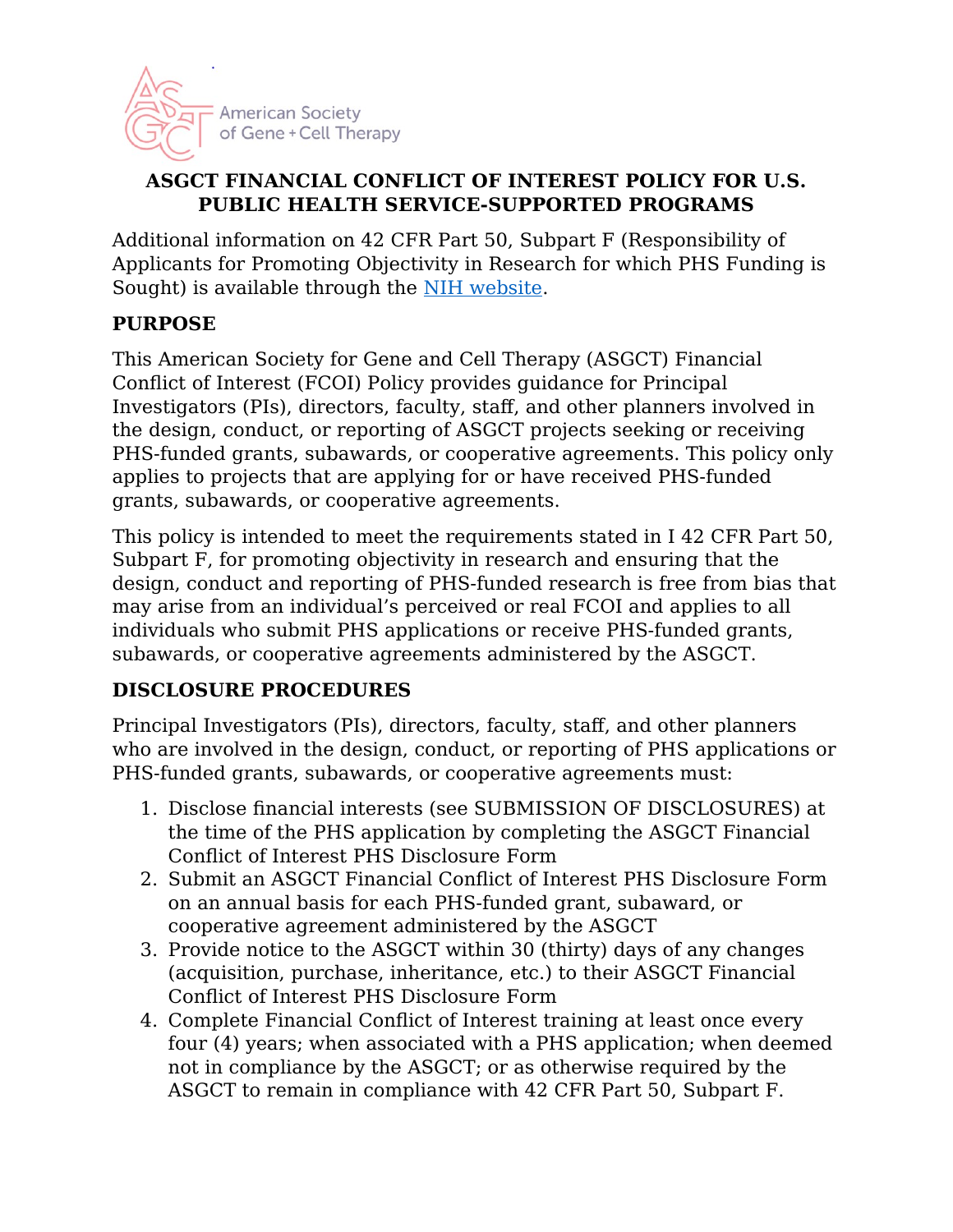# ASGCT FINANCIAL CONFLICT OF INTEREST POLICY FOR U.S. PUBLIC HEALTH SERVICE-SUPPORTED PROGRAMS

Additional information on 42 CFR Part 50, Subpart F (Responsibility of Applicants for Promoting Objectivity in Research for which PHS Funding is Sought) is available through the [NIH website](#).

## PURPOSE

This American Society for Gene and Cell Therapy (ASGCT) Financial Conflict of Interest (FCOI) Policy provides guidance for Principal Investigators (PIs), directors, faculty, staff, and other planners involved in the design, conduct, or reporting of ASGCT projects seeking or receiving PHS-funded grants, subawards, or cooperative agreements. This policy only applies to projects that are applying for or have received PHS-funded grants, subawards, or cooperative agreements.

This policy is intended to meet the requirements stated in I 42 CFR Part 50, Subpart F, for promoting objectivity in research and ensuring that the design, conduct and reporting of PHS-funded research is free from bias that may arise from an individual's perceived or real FCOI and applies to all individuals who submit PHS applications or receive PHS-funded grants, subawards, or cooperative agreements administered by the ASGCT.

## DISCLOSURE PROCEDURES

Principal Investigators (PIs), directors, faculty, staff, and other planners who are involved in the design, conduct, or reporting of PHS applications or PHS-funded grants, subawards, or cooperative agreements must:

1. Disclose financial interests (see SUBMISSION OF DISCLOSURES) at the time of the PHS application by completing the ASGCT Financial Conflict of Interest PHS Disclosure Form
2. Submit an ASGCT Financial Conflict of Interest PHS Disclosure Form on an annual basis for each PHS-funded grant, subaward, or cooperative agreement administered by the ASGCT
3. Provide notice to the ASGCT within 30 (thirty) days of any changes (acquisition, purchase, inheritance, etc.) to their ASGCT Financial Conflict of Interest PHS Disclosure Form
4. Complete Financial Conflict of Interest training at least once every four (4) years; when associated with a PHS application; when deemed not in compliance by the ASGCT; or as otherwise required by the ASGCT to remain in compliance with 42 CFR Part 50, Subpart F.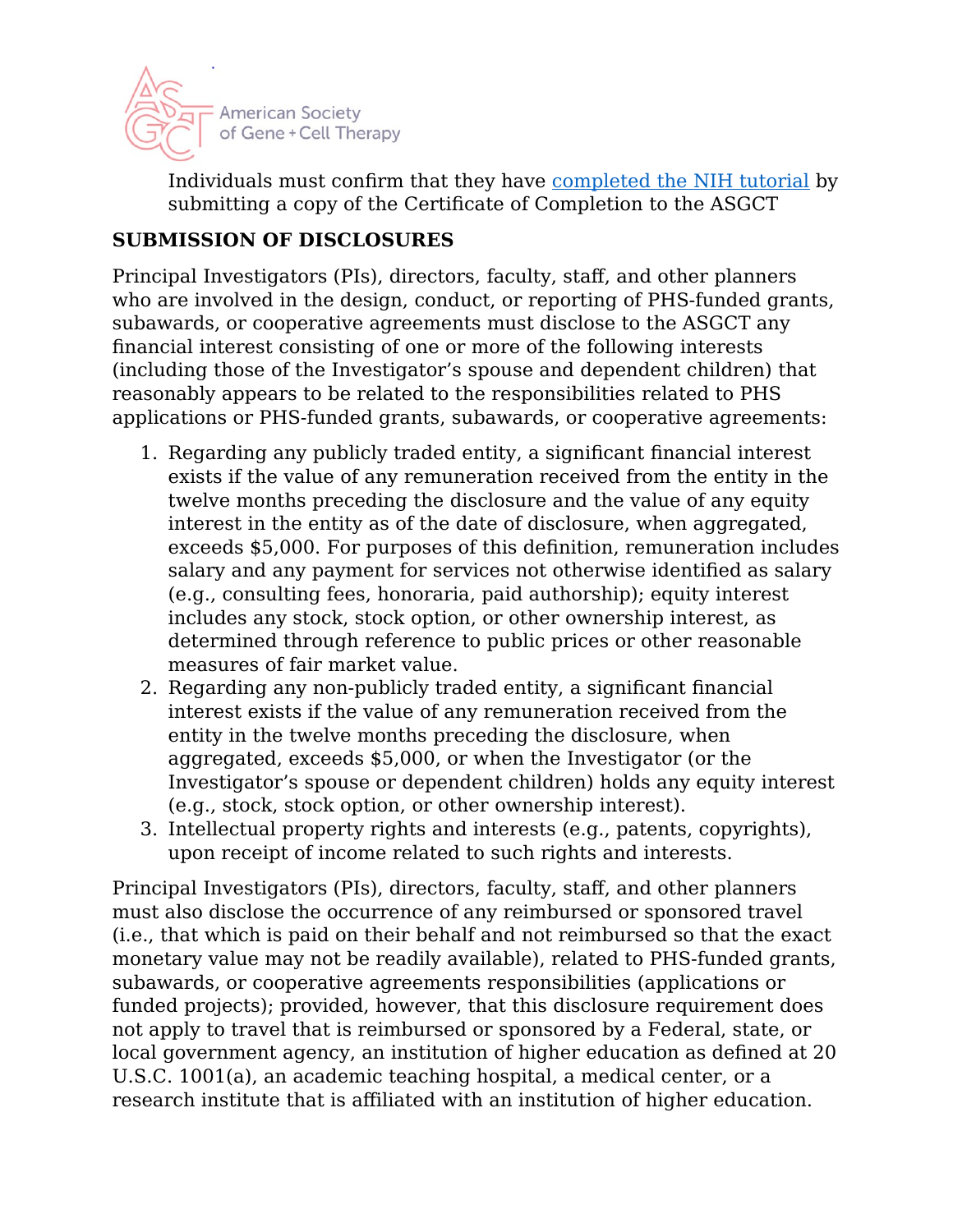Individuals must confirm that they have [completed the NIH tutorial] by submitting a copy of the Certificate of Completion to the ASGCT

## SUBMISSION OF DISCLOSURES

Principal Investigators (PIs), directors, faculty, staff, and other planners who are involved in the design, conduct, or reporting of PHS-funded grants, subawards, or cooperative agreements must disclose to the ASGCT any financial interest consisting of one or more of the following interests (including those of the Investigator's spouse and dependent children) that reasonably appears to be related to the responsibilities related to PHS applications or PHS-funded grants, subawards, or cooperative agreements:

1. Regarding any publicly traded entity, a significant financial interest exists if the value of any remuneration received from the entity in the twelve months preceding the disclosure and the value of any equity interest in the entity as of the date of disclosure, when aggregated, exceeds $5,000. For purposes of this definition, remuneration includes salary and any payment for services not otherwise identified as salary (e.g., consulting fees, honoraria, paid authorship); equity interest includes any stock, stock option, or other ownership interest, as determined through reference to public prices or other reasonable measures of fair market value.
2. Regarding any non-publicly traded entity, a significant financial interest exists if the value of any remuneration received from the entity in the twelve months preceding the disclosure, when aggregated, exceeds $5,000, or when the Investigator (or the Investigator's spouse or dependent children) holds any equity interest (e.g., stock, stock option, or other ownership interest).
3. Intellectual property rights and interests (e.g., patents, copyrights), upon receipt of income related to such rights and interests.

Principal Investigators (PIs), directors, faculty, staff, and other planners must also disclose the occurrence of any reimbursed or sponsored travel (i.e., that which is paid on their behalf and not reimbursed so that the exact monetary value may not be readily available), related to PHS-funded grants, subawards, or cooperative agreements responsibilities (applications or funded projects); provided, however, that this disclosure requirement does not apply to travel that is reimbursed or sponsored by a Federal, state, or local government agency, an institution of higher education as defined at 20 U.S.C. 1001(a), an academic teaching hospital, a medical center, or a research institute that is affiliated with an institution of higher education.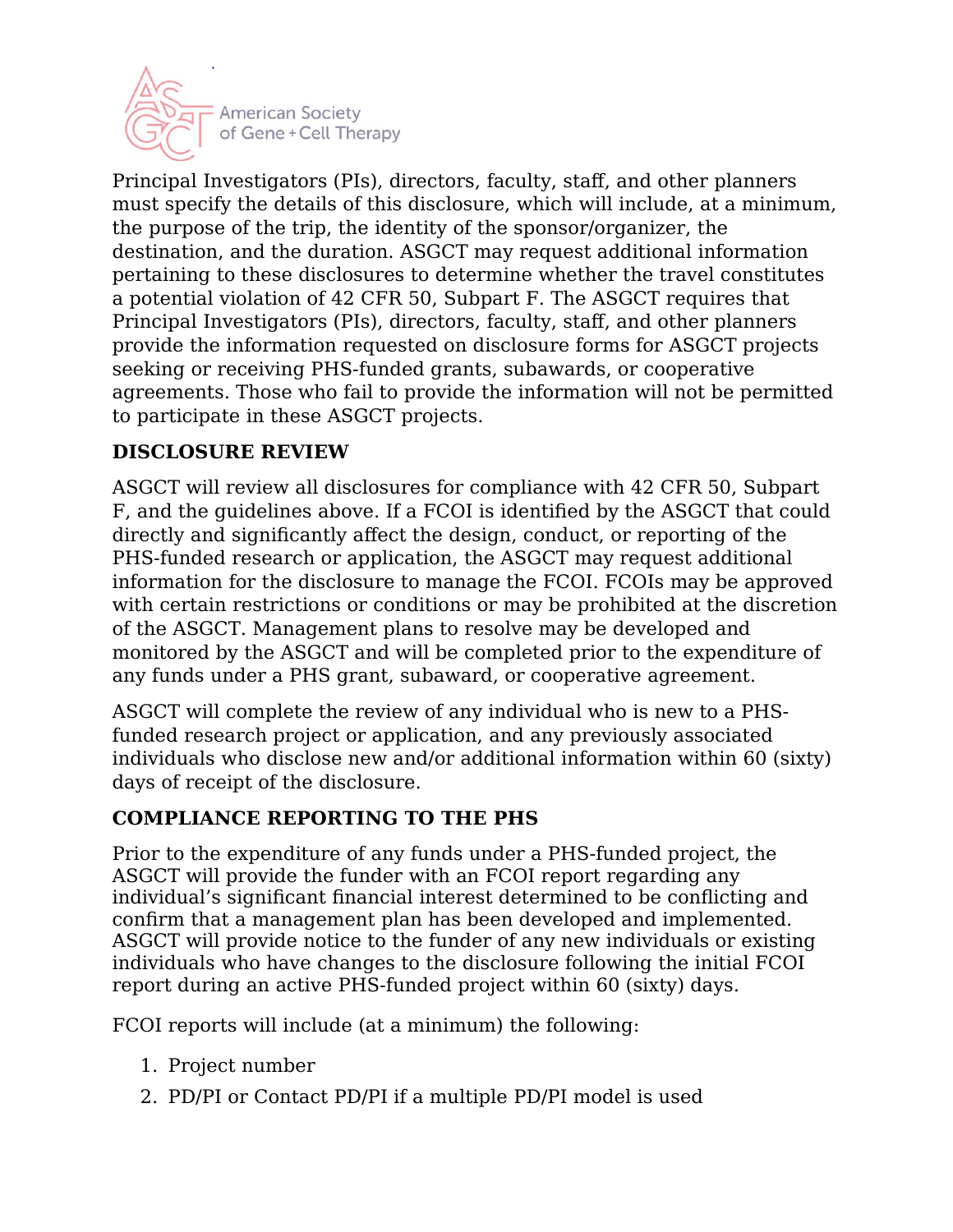Principal Investigators (PIs), directors, faculty, staff, and other planners must specify the details of this disclosure, which will include, at a minimum, the purpose of the trip, the identity of the sponsor/organizer, the destination, and the duration. ASGCT may request additional information pertaining to these disclosures to determine whether the travel constitutes a potential violation of 42 CFR 50, Subpart F. The ASGCT requires that Principal Investigators (PIs), directors, faculty, staff, and other planners provide the information requested on disclosure forms for ASGCT projects seeking or receiving PHS-funded grants, subawards, or cooperative agreements. Those who fail to provide the information will not be permitted to participate in these ASGCT projects.

**DISCLOSURE REVIEW**

ASGCT will review all disclosures for compliance with 42 CFR 50, Subpart F, and the guidelines above. If a FCOI is identified by the ASGCT that could directly and significantly affect the design, conduct, or reporting of the PHS-funded research or application, the ASGCT may request additional information for the disclosure to manage the FCOI. FCOIs may be approved with certain restrictions or conditions or may be prohibited at the discretion of the ASGCT. Management plans to resolve may be developed and monitored by the ASGCT and will be completed prior to the expenditure of any funds under a PHS grant, subaward, or cooperative agreement.

ASGCT will complete the review of any individual who is new to a PHS-funded research project or application, and any previously associated individuals who disclose new and/or additional information within 60 (sixty) days of receipt of the disclosure.

**COMPLIANCE REPORTING TO THE PHS**

Prior to the expenditure of any funds under a PHS-funded project, the ASGCT will provide the funder with an FCOI report regarding any individual's significant financial interest determined to be conflicting and confirm that a management plan has been developed and implemented. ASGCT will provide notice to the funder of any new individuals or existing individuals who have changes to the disclosure following the initial FCOI report during an active PHS-funded project within 60 (sixty) days.

FCOI reports will include (at a minimum) the following:

1. Project number
2. PD/PI or Contact PD/PI if a multiple PD/PI model is used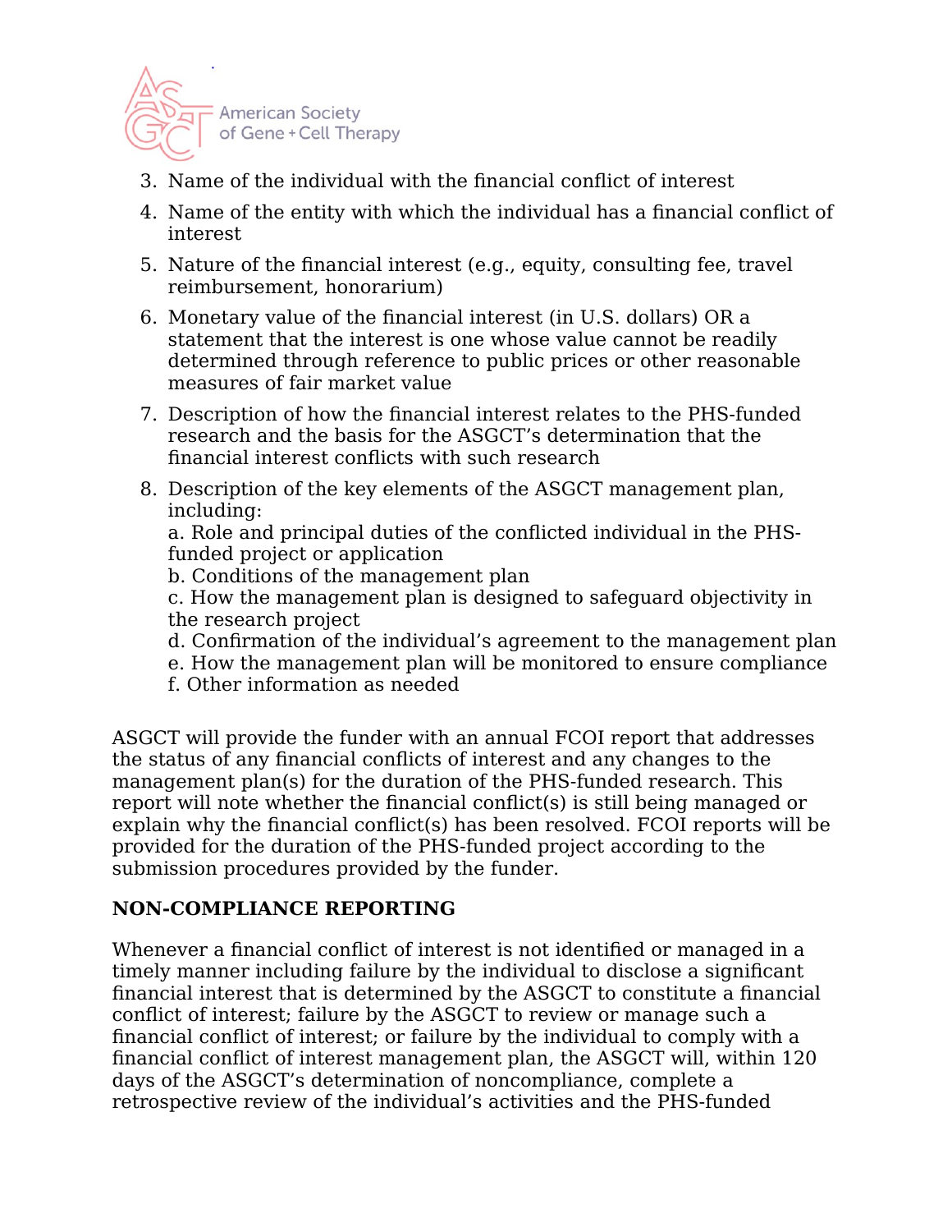3. Name of the individual with the financial conflict of interest
4. Name of the entity with which the individual has a financial conflict of interest
5. Nature of the financial interest (e.g., equity, consulting fee, travel reimbursement, honorarium)
6. Monetary value of the financial interest (in U.S. dollars) OR a statement that the interest is one whose value cannot be readily determined through reference to public prices or other reasonable measures of fair market value
7. Description of how the financial interest relates to the PHS-funded research and the basis for the ASGCT's determination that the financial interest conflicts with such research
8. Description of the key elements of the ASGCT management plan, including:
   a. Role and principal duties of the conflicted individual in the PHS-funded project or application
   b. Conditions of the management plan
   c. How the management plan is designed to safeguard objectivity in the research project
   d. Confirmation of the individual's agreement to the management plan
   e. How the management plan will be monitored to ensure compliance
   f. Other information as needed

ASGCT will provide the funder with an annual FCOI report that addresses the status of any financial conflicts of interest and any changes to the management plan(s) for the duration of the PHS-funded research. This report will note whether the financial conflict(s) is still being managed or explain why the financial conflict(s) has been resolved. FCOI reports will be provided for the duration of the PHS-funded project according to the submission procedures provided by the funder.

**NON-COMPLIANCE REPORTING**

Whenever a financial conflict of interest is not identified or managed in a timely manner including failure by the individual to disclose a significant financial interest that is determined by the ASGCT to constitute a financial conflict of interest; failure by the ASGCT to review or manage such a financial conflict of interest; or failure by the individual to comply with a financial conflict of interest management plan, the ASGCT will, within 120 days of the ASGCT's determination of noncompliance, complete a retrospective review of the individual's activities and the PHS-funded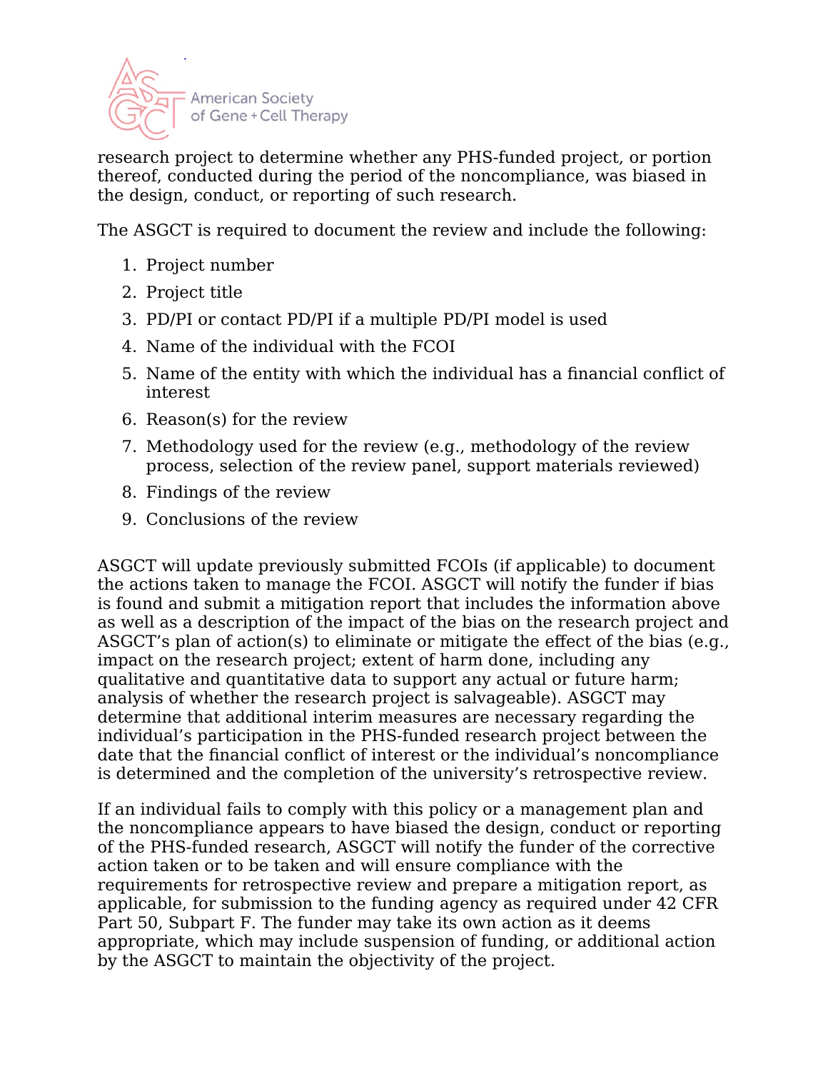research project to determine whether any PHS-funded project, or portion thereof, conducted during the period of the noncompliance, was biased in the design, conduct, or reporting of such research.

The ASGCT is required to document the review and include the following:

1. Project number
2. Project title
3. PD/PI or contact PD/PI if a multiple PD/PI model is used
4. Name of the individual with the FCOI
5. Name of the entity with which the individual has a financial conflict of interest
6. Reason(s) for the review
7. Methodology used for the review (e.g., methodology of the review process, selection of the review panel, support materials reviewed)
8. Findings of the review
9. Conclusions of the review

ASGCT will update previously submitted FCOIs (if applicable) to document the actions taken to manage the FCOI. ASGCT will notify the funder if bias is found and submit a mitigation report that includes the information above as well as a description of the impact of the bias on the research project and ASGCT's plan of action(s) to eliminate or mitigate the effect of the bias (e.g., impact on the research project; extent of harm done, including any qualitative and quantitative data to support any actual or future harm; analysis of whether the research project is salvageable). ASGCT may determine that additional interim measures are necessary regarding the individual's participation in the PHS-funded research project between the date that the financial conflict of interest or the individual's noncompliance is determined and the completion of the university's retrospective review.

If an individual fails to comply with this policy or a management plan and the noncompliance appears to have biased the design, conduct or reporting of the PHS-funded research, ASGCT will notify the funder of the corrective action taken or to be taken and will ensure compliance with the requirements for retrospective review and prepare a mitigation report, as applicable, for submission to the funding agency as required under 42 CFR Part 50, Subpart F. The funder may take its own action as it deems appropriate, which may include suspension of funding, or additional action by the ASGCT to maintain the objectivity of the project.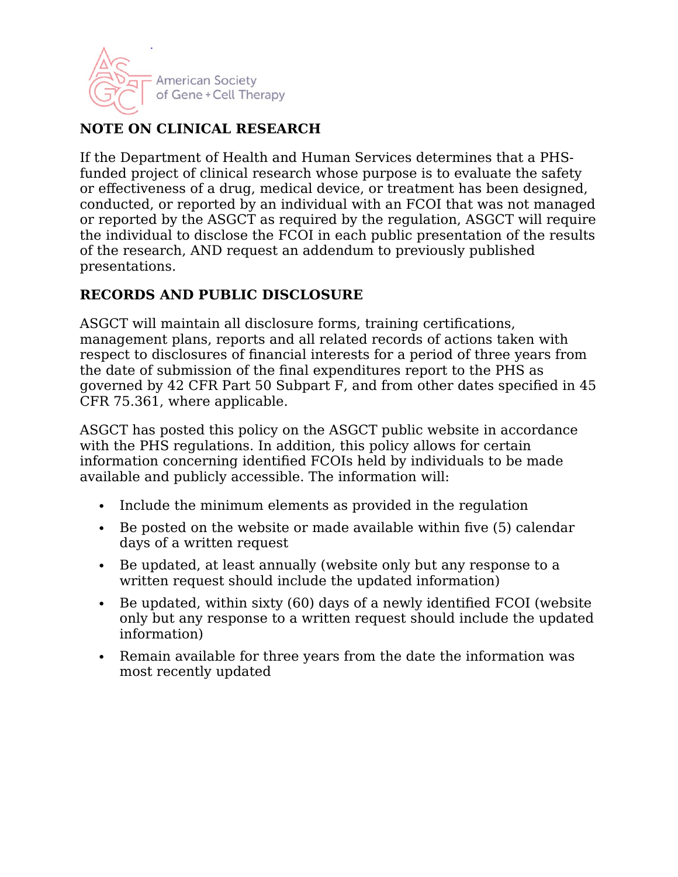## NOTE ON CLINICAL RESEARCH

If the Department of Health and Human Services determines that a PHS-funded project of clinical research whose purpose is to evaluate the safety or effectiveness of a drug, medical device, or treatment has been designed, conducted, or reported by an individual with an FCOI that was not managed or reported by the ASGCT as required by the regulation, ASGCT will require the individual to disclose the FCOI in each public presentation of the results of the research, AND request an addendum to previously published presentations.

## RECORDS AND PUBLIC DISCLOSURE

ASGCT will maintain all disclosure forms, training certifications, management plans, reports and all related records of actions taken with respect to disclosures of financial interests for a period of three years from the date of submission of the final expenditures report to the PHS as governed by 42 CFR Part 50 Subpart F, and from other dates specified in 45 CFR 75.361, where applicable.

ASGCT has posted this policy on the ASGCT public website in accordance with the PHS regulations. In addition, this policy allows for certain information concerning identified FCOIs held by individuals to be made available and publicly accessible. The information will:

- Include the minimum elements as provided in the regulation
- Be posted on the website or made available within five (5) calendar days of a written request
- Be updated, at least annually (website only but any response to a written request should include the updated information)
- Be updated, within sixty (60) days of a newly identified FCOI (website only but any response to a written request should include the updated information)
- Remain available for three years from the date the information was most recently updated